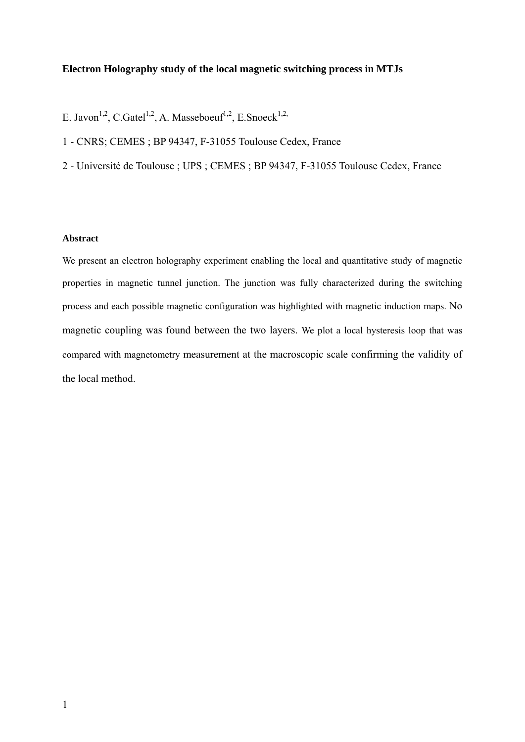# Electron Holography study of the local magnetic switching process in MTJs

E. Javon[1,2], C.Gatel[1,2], A. Masseboeuf[1,2], E.Snoeck[1,2,]

1 - CNRS; CEMES ; BP 94347, F-31055 Toulouse Cedex, France

2 - Université de Toulouse ; UPS ; CEMES ; BP 94347, F-31055 Toulouse Cedex, France

## Abstract

We present an electron holography experiment enabling the local and quantitative study of magnetic properties in magnetic tunnel junction. The junction was fully characterized during the switching process and each possible magnetic configuration was highlighted with magnetic induction maps. No magnetic coupling was found between the two layers. We plot a local hysteresis loop that was compared with magnetometry measurement at the macroscopic scale confirming the validity of the local method.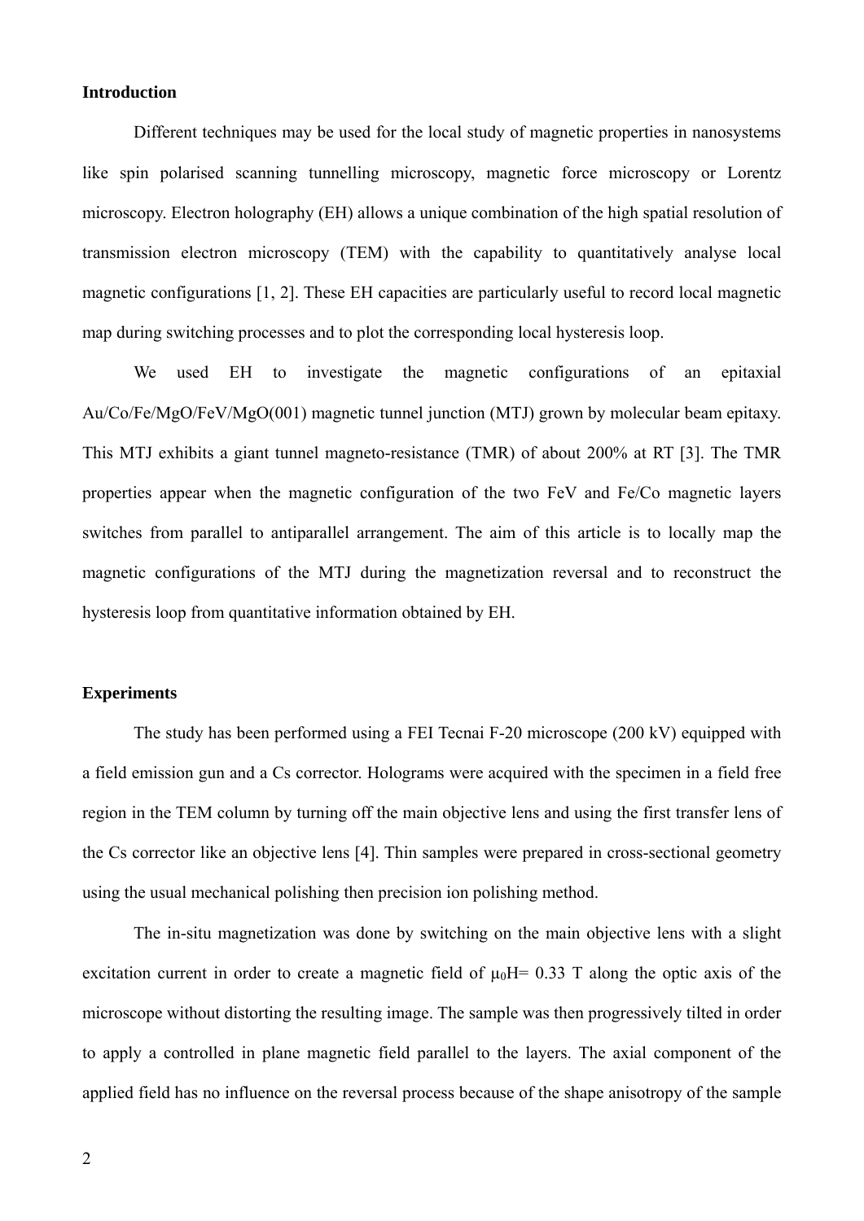## Introduction

Different techniques may be used for the local study of magnetic properties in nanosystems like spin polarised scanning tunnelling microscopy, magnetic force microscopy or Lorentz microscopy. Electron holography (EH) allows a unique combination of the high spatial resolution of transmission electron microscopy (TEM) with the capability to quantitatively analyse local magnetic configurations [1, 2]. These EH capacities are particularly useful to record local magnetic map during switching processes and to plot the corresponding local hysteresis loop.

We used EH to investigate the magnetic configurations of an epitaxial Au/Co/Fe/MgO/FeV/MgO(001) magnetic tunnel junction (MTJ) grown by molecular beam epitaxy. This MTJ exhibits a giant tunnel magneto-resistance (TMR) of about 200% at RT [3]. The TMR properties appear when the magnetic configuration of the two FeV and Fe/Co magnetic layers switches from parallel to antiparallel arrangement. The aim of this article is to locally map the magnetic configurations of the MTJ during the magnetization reversal and to reconstruct the hysteresis loop from quantitative information obtained by EH.

## Experiments

The study has been performed using a FEI Tecnai F-20 microscope (200 kV) equipped with a field emission gun and a Cs corrector. Holograms were acquired with the specimen in a field free region in the TEM column by turning off the main objective lens and using the first transfer lens of the Cs corrector like an objective lens [4]. Thin samples were prepared in cross-sectional geometry using the usual mechanical polishing then precision ion polishing method.

The in-situ magnetization was done by switching on the main objective lens with a slight excitation current in order to create a magnetic field of $\mu_0 H = 0.33$ T along the optic axis of the microscope without distorting the resulting image. The sample was then progressively tilted in order to apply a controlled in plane magnetic field parallel to the layers. The axial component of the applied field has no influence on the reversal process because of the shape anisotropy of the sample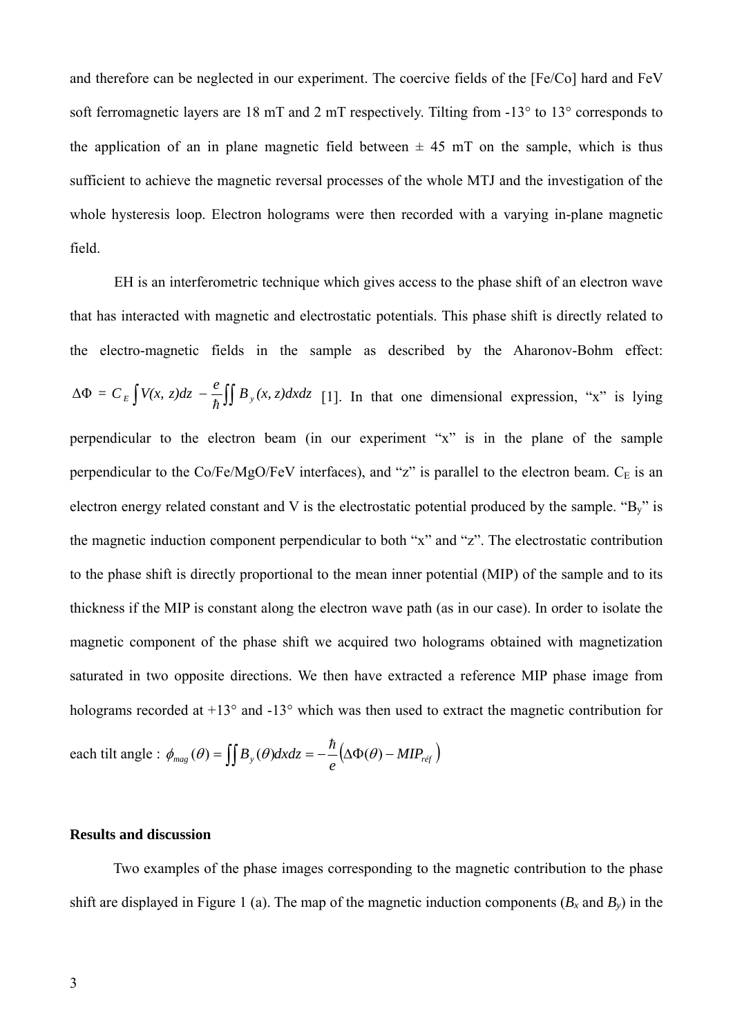and therefore can be neglected in our experiment. The coercive fields of the [Fe/Co] hard and FeV soft ferromagnetic layers are 18 mT and 2 mT respectively. Tilting from -13° to 13° corresponds to the application of an in plane magnetic field between ± 45 mT on the sample, which is thus sufficient to achieve the magnetic reversal processes of the whole MTJ and the investigation of the whole hysteresis loop. Electron holograms were then recorded with a varying in-plane magnetic field.

EH is an interferometric technique which gives access to the phase shift of an electron wave that has interacted with magnetic and electrostatic potentials. This phase shift is directly related to the electro-magnetic fields in the sample as described by the Aharonov-Bohm effect: $\Delta\Phi = C_E \int V(x, z)dz - \frac{e}{\hbar}\iint B_y(x, z)dxdz$ [1]. In that one dimensional expression, "x" is lying perpendicular to the electron beam (in our experiment "x" is in the plane of the sample perpendicular to the Co/Fe/MgO/FeV interfaces), and "z" is parallel to the electron beam. $C_E$ is an electron energy related constant and V is the electrostatic potential produced by the sample. "$B_y$" is the magnetic induction component perpendicular to both "x" and "z". The electrostatic contribution to the phase shift is directly proportional to the mean inner potential (MIP) of the sample and to its thickness if the MIP is constant along the electron wave path (as in our case). In order to isolate the magnetic component of the phase shift we acquired two holograms obtained with magnetization saturated in two opposite directions. We then have extracted a reference MIP phase image from holograms recorded at +13° and -13° which was then used to extract the magnetic contribution for each tilt angle : $\phi_{mag}(\theta) = \iint B_y(\theta)dxdz = -\frac{\hbar}{e}\left(\Delta\Phi(\theta) - MIP_{réf}\right)$

## Results and discussion

Two examples of the phase images corresponding to the magnetic contribution to the phase shift are displayed in Figure 1 (a). The map of the magnetic induction components ($B_x$ and $B_y$) in the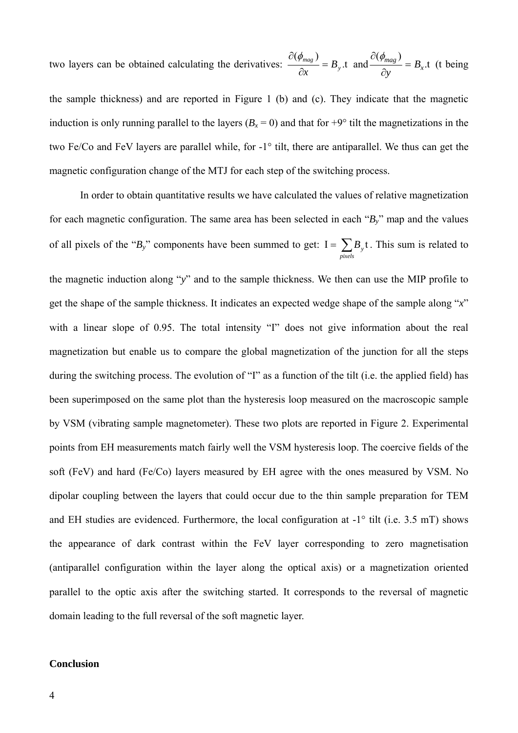two layers can be obtained calculating the derivatives: $\frac{\partial(\phi_{mag})}{\partial x} = B_y.\mathrm{t}$ and $\frac{\partial(\phi_{mag})}{\partial y} = B_x.\mathrm{t}$ (t being the sample thickness) and are reported in Figure 1 (b) and (c). They indicate that the magnetic induction is only running parallel to the layers ($B_x = 0$) and that for +9° tilt the magnetizations in the two Fe/Co and FeV layers are parallel while, for -1° tilt, there are antiparallel. We thus can get the magnetic configuration change of the MTJ for each step of the switching process.

In order to obtain quantitative results we have calculated the values of relative magnetization for each magnetic configuration. The same area has been selected in each "$B_y$" map and the values of all pixels of the "$B_y$" components have been summed to get: $\mathrm{I} = \sum_{pixels} B_y \mathrm{t}$. This sum is related to the magnetic induction along "$y$" and to the sample thickness. We then can use the MIP profile to get the shape of the sample thickness. It indicates an expected wedge shape of the sample along "$x$" with a linear slope of 0.95. The total intensity "I" does not give information about the real magnetization but enable us to compare the global magnetization of the junction for all the steps during the switching process. The evolution of "I" as a function of the tilt (i.e. the applied field) has been superimposed on the same plot than the hysteresis loop measured on the macroscopic sample by VSM (vibrating sample magnetometer). These two plots are reported in Figure 2. Experimental points from EH measurements match fairly well the VSM hysteresis loop. The coercive fields of the soft (FeV) and hard (Fe/Co) layers measured by EH agree with the ones measured by VSM. No dipolar coupling between the layers that could occur due to the thin sample preparation for TEM and EH studies are evidenced. Furthermore, the local configuration at -1° tilt (i.e. 3.5 mT) shows the appearance of dark contrast within the FeV layer corresponding to zero magnetisation (antiparallel configuration within the layer along the optical axis) or a magnetization oriented parallel to the optic axis after the switching started. It corresponds to the reversal of magnetic domain leading to the full reversal of the soft magnetic layer.

**Conclusion**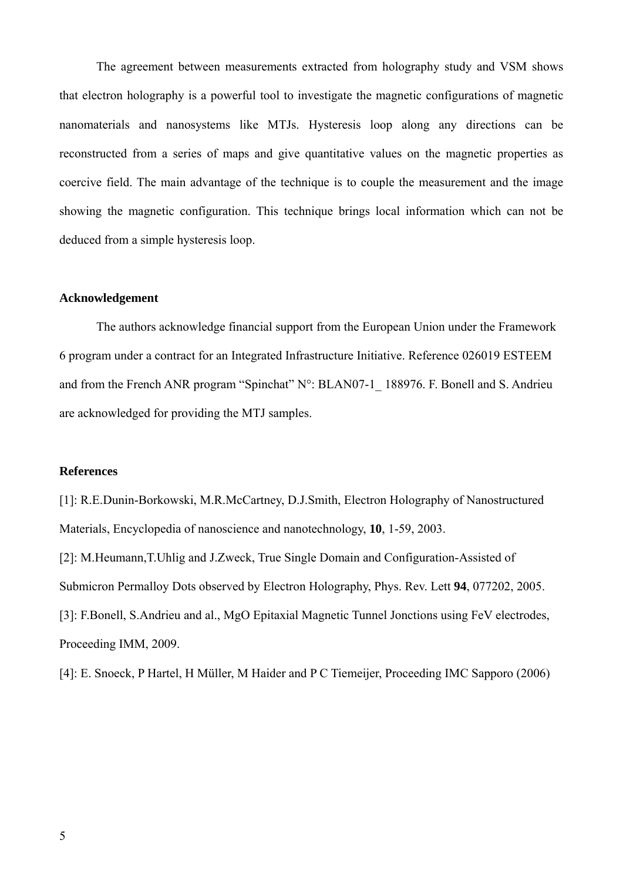The agreement between measurements extracted from holography study and VSM shows that electron holography is a powerful tool to investigate the magnetic configurations of magnetic nanomaterials and nanosystems like MTJs. Hysteresis loop along any directions can be reconstructed from a series of maps and give quantitative values on the magnetic properties as coercive field. The main advantage of the technique is to couple the measurement and the image showing the magnetic configuration. This technique brings local information which can not be deduced from a simple hysteresis loop.

**Acknowledgement**

The authors acknowledge financial support from the European Union under the Framework 6 program under a contract for an Integrated Infrastructure Initiative. Reference 026019 ESTEEM and from the French ANR program "Spinchat" N°: BLAN07-1_ 188976. F. Bonell and S. Andrieu are acknowledged for providing the MTJ samples.

**References**

[1]: R.E.Dunin-Borkowski, M.R.McCartney, D.J.Smith, Electron Holography of Nanostructured Materials, Encyclopedia of nanoscience and nanotechnology, **10**, 1-59, 2003.

[2]: M.Heumann,T.Uhlig and J.Zweck, True Single Domain and Configuration-Assisted of Submicron Permalloy Dots observed by Electron Holography, Phys. Rev. Lett **94**, 077202, 2005.

[3]: F.Bonell, S.Andrieu and al., MgO Epitaxial Magnetic Tunnel Jonctions using FeV electrodes, Proceeding IMM, 2009.

[4]: E. Snoeck, P Hartel, H Müller, M Haider and P C Tiemeijer, Proceeding IMC Sapporo (2006)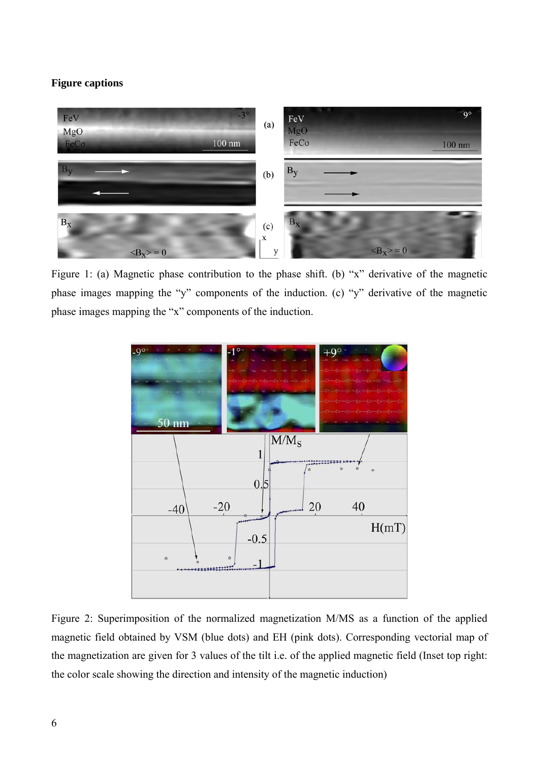**Figure captions**

FeV

MgO

FeCo

-3°

100 nm

(a)

FeV

MgO

FeCo

9°

100 nm

$B_y$

(b)

$B_y$

$B_x$

$<B_x> = 0$

(c)

x

y

$B_x$

$<B_x> = 0$

Figure 1: (a) Magnetic phase contribution to the phase shift. (b) "x" derivative of the magnetic phase images mapping the "y" components of the induction. (c) "y" derivative of the magnetic phase images mapping the "x" components of the induction.

-9°

-1°

+9°

50 nm

$M/M_S$

1

0.5

-40

-20

20

40

H(mT)

-0.5

-1

Figure 2: Superimposition of the normalized magnetization M/MS as a function of the applied magnetic field obtained by VSM (blue dots) and EH (pink dots). Corresponding vectorial map of the magnetization are given for 3 values of the tilt i.e. of the applied magnetic field (Inset top right: the color scale showing the direction and intensity of the magnetic induction)